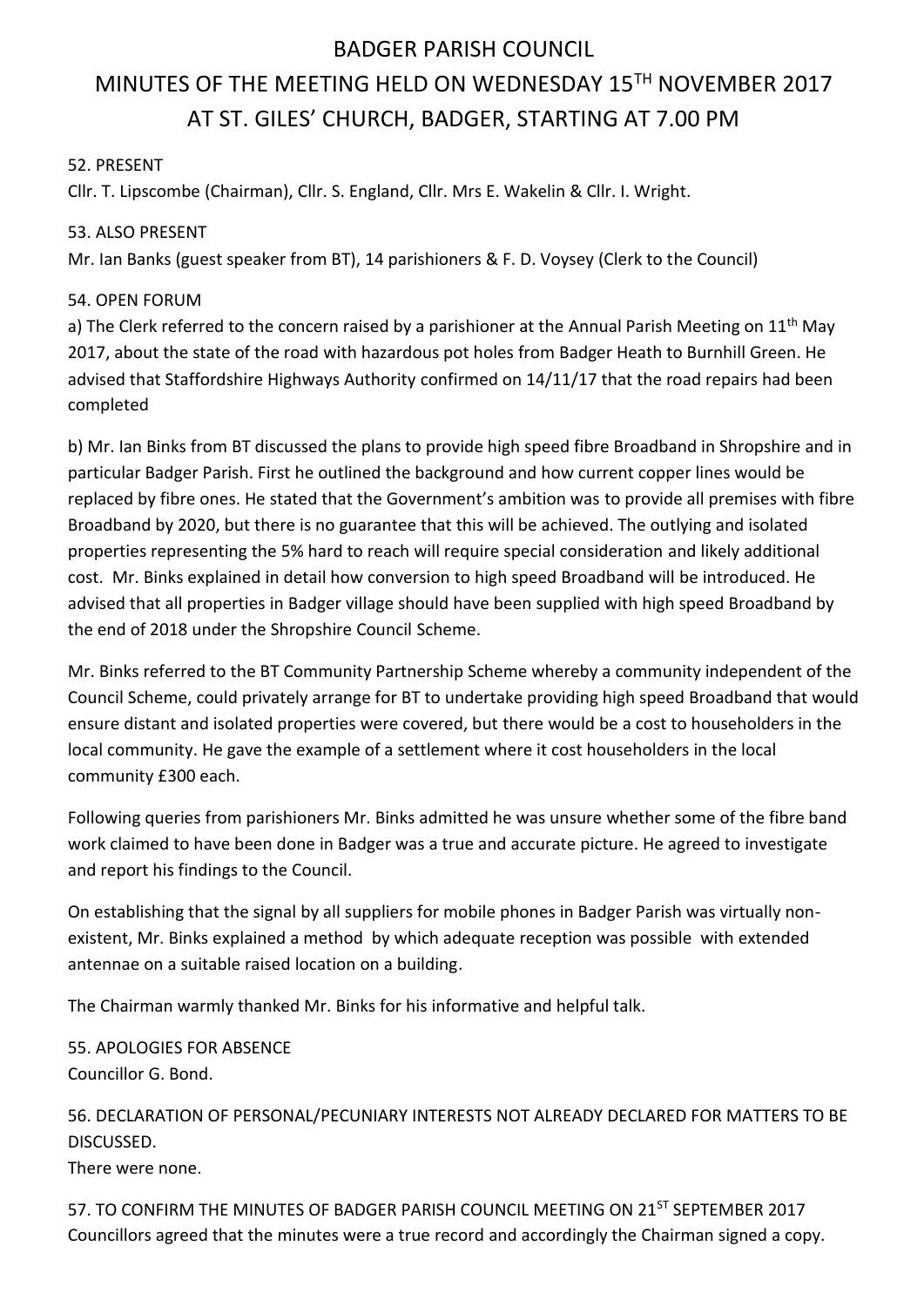# BADGER PARISH COUNCIL

# MINUTES OF THE MEETING HELD ON WEDNESDAY 15TH NOVEMBER 2017 AT ST. GILES' CHURCH, BADGER, STARTING AT 7.00 PM

52. PRESENT

Cllr. T. Lipscombe (Chairman), Cllr. S. England, Cllr. Mrs E. Wakelin & Cllr. I. Wright.

53. ALSO PRESENT

Mr. Ian Banks (guest speaker from BT), 14 parishioners & F. D. Voysey (Clerk to the Council)

54. OPEN FORUM

a) The Clerk referred to the concern raised by a parishioner at the Annual Parish Meeting on 11th May 2017, about the state of the road with hazardous pot holes from Badger Heath to Burnhill Green. He advised that Staffordshire Highways Authority confirmed on 14/11/17 that the road repairs had been completed

b) Mr. Ian Binks from BT discussed the plans to provide high speed fibre Broadband in Shropshire and in particular Badger Parish. First he outlined the background and how current copper lines would be replaced by fibre ones. He stated that the Government's ambition was to provide all premises with fibre Broadband by 2020, but there is no guarantee that this will be achieved. The outlying and isolated properties representing the 5% hard to reach will require special consideration and likely additional cost. Mr. Binks explained in detail how conversion to high speed Broadband will be introduced. He advised that all properties in Badger village should have been supplied with high speed Broadband by the end of 2018 under the Shropshire Council Scheme.

Mr. Binks referred to the BT Community Partnership Scheme whereby a community independent of the Council Scheme, could privately arrange for BT to undertake providing high speed Broadband that would ensure distant and isolated properties were covered, but there would be a cost to householders in the local community. He gave the example of a settlement where it cost householders in the local community £300 each.

Following queries from parishioners Mr. Binks admitted he was unsure whether some of the fibre band work claimed to have been done in Badger was a true and accurate picture. He agreed to investigate and report his findings to the Council.

On establishing that the signal by all suppliers for mobile phones in Badger Parish was virtually non-existent, Mr. Binks explained a method by which adequate reception was possible with extended antennae on a suitable raised location on a building.

The Chairman warmly thanked Mr. Binks for his informative and helpful talk.

55. APOLOGIES FOR ABSENCE

Councillor G. Bond.

56. DECLARATION OF PERSONAL/PECUNIARY INTERESTS NOT ALREADY DECLARED FOR MATTERS TO BE DISCUSSED.

There were none.

57. TO CONFIRM THE MINUTES OF BADGER PARISH COUNCIL MEETING ON 21ST SEPTEMBER 2017

Councillors agreed that the minutes were a true record and accordingly the Chairman signed a copy.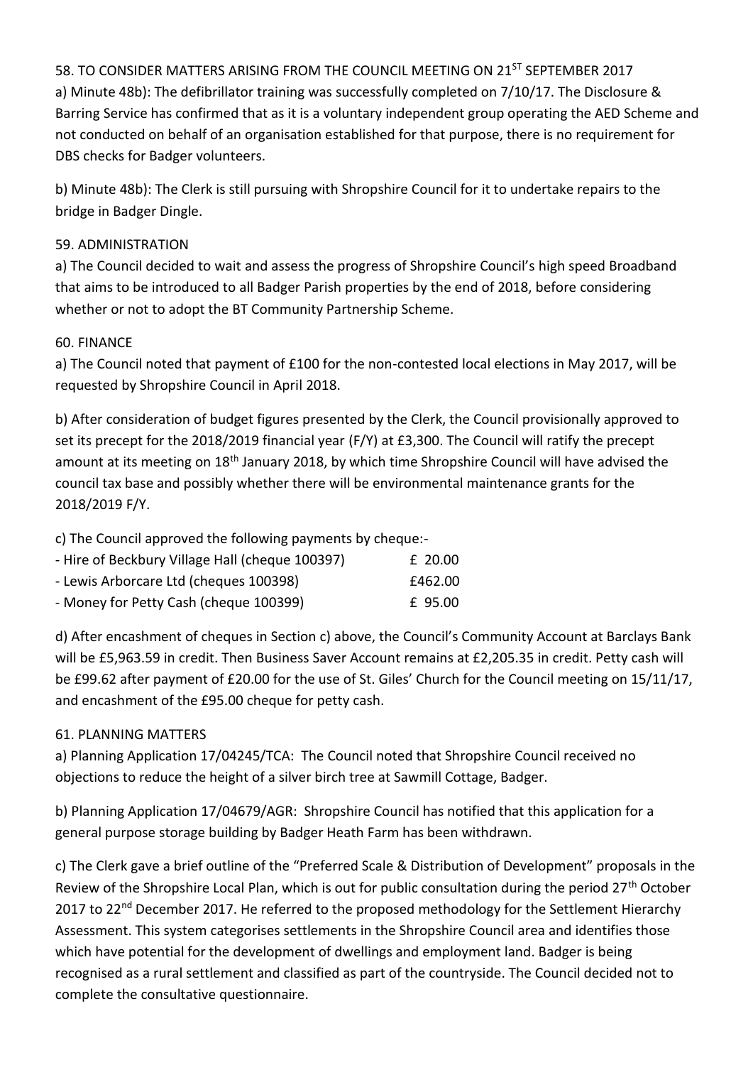58. TO CONSIDER MATTERS ARISING FROM THE COUNCIL MEETING ON 21ST SEPTEMBER 2017

a) Minute 48b): The defibrillator training was successfully completed on 7/10/17. The Disclosure & Barring Service has confirmed that as it is a voluntary independent group operating the AED Scheme and not conducted on behalf of an organisation established for that purpose, there is no requirement for DBS checks for Badger volunteers.

b) Minute 48b): The Clerk is still pursuing with Shropshire Council for it to undertake repairs to the bridge in Badger Dingle.

59. ADMINISTRATION

a) The Council decided to wait and assess the progress of Shropshire Council's high speed Broadband that aims to be introduced to all Badger Parish properties by the end of 2018, before considering whether or not to adopt the BT Community Partnership Scheme.

60. FINANCE

a) The Council noted that payment of £100 for the non-contested local elections in May 2017, will be requested by Shropshire Council in April 2018.

b) After consideration of budget figures presented by the Clerk, the Council provisionally approved to set its precept for the 2018/2019 financial year (F/Y) at £3,300. The Council will ratify the precept amount at its meeting on 18th January 2018, by which time Shropshire Council will have advised the council tax base and possibly whether there will be environmental maintenance grants for the 2018/2019 F/Y.

c) The Council approved the following payments by cheque:-

| | |
|---|---|
| - Hire of Beckbury Village Hall (cheque 100397) | £ 20.00 |
| - Lewis Arborcare Ltd (cheques 100398) | £462.00 |
| - Money for Petty Cash (cheque 100399) | £ 95.00 |

d) After encashment of cheques in Section c) above, the Council's Community Account at Barclays Bank will be £5,963.59 in credit. Then Business Saver Account remains at £2,205.35 in credit. Petty cash will be £99.62 after payment of £20.00 for the use of St. Giles' Church for the Council meeting on 15/11/17, and encashment of the £95.00 cheque for petty cash.

61. PLANNING MATTERS

a) Planning Application 17/04245/TCA: The Council noted that Shropshire Council received no objections to reduce the height of a silver birch tree at Sawmill Cottage, Badger.

b) Planning Application 17/04679/AGR: Shropshire Council has notified that this application for a general purpose storage building by Badger Heath Farm has been withdrawn.

c) The Clerk gave a brief outline of the "Preferred Scale & Distribution of Development" proposals in the Review of the Shropshire Local Plan, which is out for public consultation during the period 27th October 2017 to 22nd December 2017. He referred to the proposed methodology for the Settlement Hierarchy Assessment. This system categorises settlements in the Shropshire Council area and identifies those which have potential for the development of dwellings and employment land. Badger is being recognised as a rural settlement and classified as part of the countryside. The Council decided not to complete the consultative questionnaire.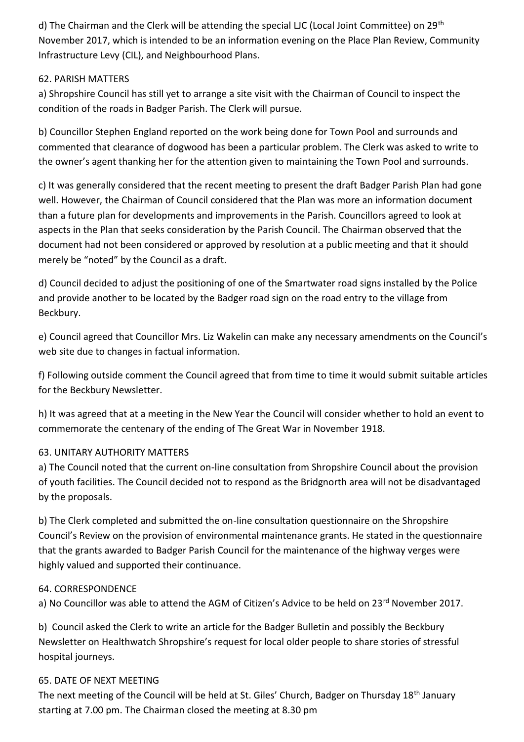d) The Chairman and the Clerk will be attending the special LJC (Local Joint Committee) on 29th November 2017, which is intended to be an information evening on the Place Plan Review, Community Infrastructure Levy (CIL), and Neighbourhood Plans.

62. PARISH MATTERS

a) Shropshire Council has still yet to arrange a site visit with the Chairman of Council to inspect the condition of the roads in Badger Parish. The Clerk will pursue.

b) Councillor Stephen England reported on the work being done for Town Pool and surrounds and commented that clearance of dogwood has been a particular problem. The Clerk was asked to write to the owner's agent thanking her for the attention given to maintaining the Town Pool and surrounds.

c) It was generally considered that the recent meeting to present the draft Badger Parish Plan had gone well. However, the Chairman of Council considered that the Plan was more an information document than a future plan for developments and improvements in the Parish. Councillors agreed to look at aspects in the Plan that seeks consideration by the Parish Council. The Chairman observed that the document had not been considered or approved by resolution at a public meeting and that it should merely be "noted" by the Council as a draft.

d) Council decided to adjust the positioning of one of the Smartwater road signs installed by the Police and provide another to be located by the Badger road sign on the road entry to the village from Beckbury.

e) Council agreed that Councillor Mrs. Liz Wakelin can make any necessary amendments on the Council's web site due to changes in factual information.

f) Following outside comment the Council agreed that from time to time it would submit suitable articles for the Beckbury Newsletter.

h) It was agreed that at a meeting in the New Year the Council will consider whether to hold an event to commemorate the centenary of the ending of The Great War in November 1918.

63. UNITARY AUTHORITY MATTERS

a) The Council noted that the current on-line consultation from Shropshire Council about the provision of youth facilities. The Council decided not to respond as the Bridgnorth area will not be disadvantaged by the proposals.

b) The Clerk completed and submitted the on-line consultation questionnaire on the Shropshire Council's Review on the provision of environmental maintenance grants. He stated in the questionnaire that the grants awarded to Badger Parish Council for the maintenance of the highway verges were highly valued and supported their continuance.

64. CORRESPONDENCE

a) No Councillor was able to attend the AGM of Citizen's Advice to be held on 23rd November 2017.

b) Council asked the Clerk to write an article for the Badger Bulletin and possibly the Beckbury Newsletter on Healthwatch Shropshire's request for local older people to share stories of stressful hospital journeys.

65. DATE OF NEXT MEETING

The next meeting of the Council will be held at St. Giles' Church, Badger on Thursday 18th January starting at 7.00 pm. The Chairman closed the meeting at 8.30 pm